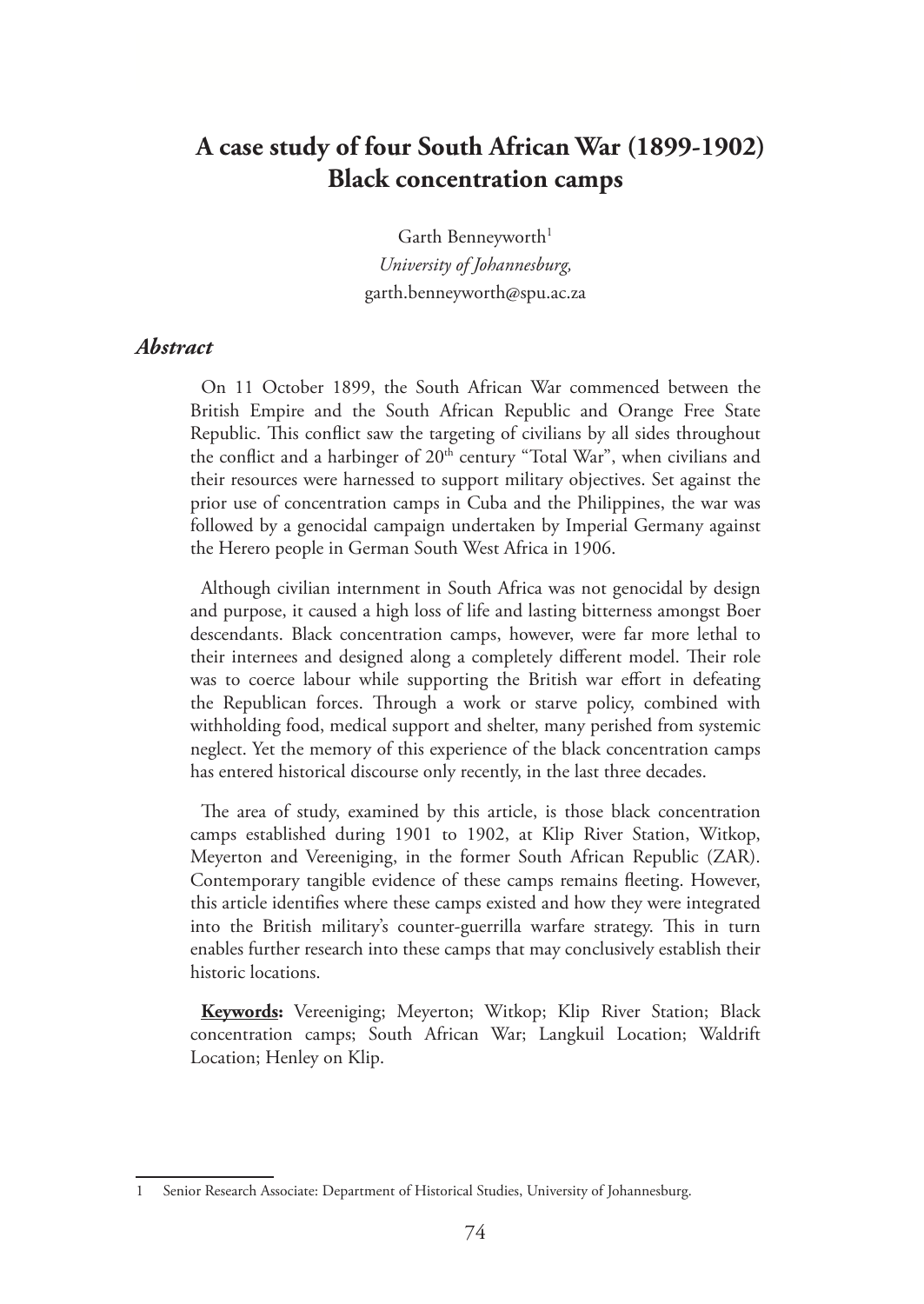# A case study of four South African War (1899-1902) Black concentration camps

Garth Benneyworth[1]

*University of Johannesburg,*

garth.benneyworth@spu.ac.za

## *Abstract*

On 11 October 1899, the South African War commenced between the British Empire and the South African Republic and Orange Free State Republic. This conflict saw the targeting of civilians by all sides throughout the conflict and a harbinger of 20th century "Total War", when civilians and their resources were harnessed to support military objectives. Set against the prior use of concentration camps in Cuba and the Philippines, the war was followed by a genocidal campaign undertaken by Imperial Germany against the Herero people in German South West Africa in 1906.

Although civilian internment in South Africa was not genocidal by design and purpose, it caused a high loss of life and lasting bitterness amongst Boer descendants. Black concentration camps, however, were far more lethal to their internees and designed along a completely different model. Their role was to coerce labour while supporting the British war effort in defeating the Republican forces. Through a work or starve policy, combined with withholding food, medical support and shelter, many perished from systemic neglect. Yet the memory of this experience of the black concentration camps has entered historical discourse only recently, in the last three decades.

The area of study, examined by this article, is those black concentration camps established during 1901 to 1902, at Klip River Station, Witkop, Meyerton and Vereeniging, in the former South African Republic (ZAR). Contemporary tangible evidence of these camps remains fleeting. However, this article identifies where these camps existed and how they were integrated into the British military's counter-guerrilla warfare strategy. This in turn enables further research into these camps that may conclusively establish their historic locations.

**Keywords:** Vereeniging; Meyerton; Witkop; Klip River Station; Black concentration camps; South African War; Langkuil Location; Waldrift Location; Henley on Klip.

---

1 Senior Research Associate: Department of Historical Studies, University of Johannesburg.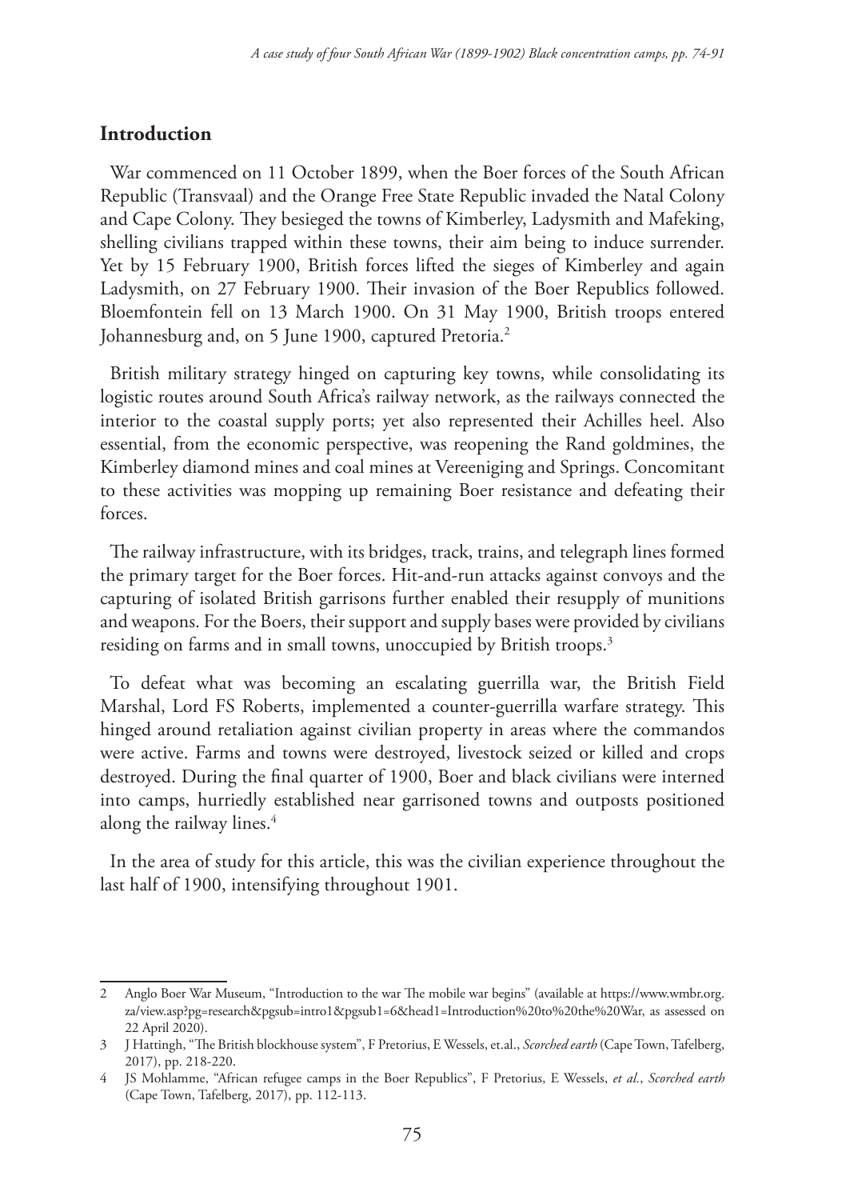## Introduction

War commenced on 11 October 1899, when the Boer forces of the South African Republic (Transvaal) and the Orange Free State Republic invaded the Natal Colony and Cape Colony. They besieged the towns of Kimberley, Ladysmith and Mafeking, shelling civilians trapped within these towns, their aim being to induce surrender. Yet by 15 February 1900, British forces lifted the sieges of Kimberley and again Ladysmith, on 27 February 1900. Their invasion of the Boer Republics followed. Bloemfontein fell on 13 March 1900. On 31 May 1900, British troops entered Johannesburg and, on 5 June 1900, captured Pretoria.[2]

British military strategy hinged on capturing key towns, while consolidating its logistic routes around South Africa's railway network, as the railways connected the interior to the coastal supply ports; yet also represented their Achilles heel. Also essential, from the economic perspective, was reopening the Rand goldmines, the Kimberley diamond mines and coal mines at Vereeniging and Springs. Concomitant to these activities was mopping up remaining Boer resistance and defeating their forces.

The railway infrastructure, with its bridges, track, trains, and telegraph lines formed the primary target for the Boer forces. Hit-and-run attacks against convoys and the capturing of isolated British garrisons further enabled their resupply of munitions and weapons. For the Boers, their support and supply bases were provided by civilians residing on farms and in small towns, unoccupied by British troops.[3]

To defeat what was becoming an escalating guerrilla war, the British Field Marshal, Lord FS Roberts, implemented a counter-guerrilla warfare strategy. This hinged around retaliation against civilian property in areas where the commandos were active. Farms and towns were destroyed, livestock seized or killed and crops destroyed. During the final quarter of 1900, Boer and black civilians were interned into camps, hurriedly established near garrisoned towns and outposts positioned along the railway lines.[4]

In the area of study for this article, this was the civilian experience throughout the last half of 1900, intensifying throughout 1901.

---

2 Anglo Boer War Museum, "Introduction to the war The mobile war begins" (available at https://www.wmbr.org.za/view.asp?pg=research&pgsub=intro1&pgsub1=6&head1=Introduction%20to%20the%20War, as assessed on 22 April 2020).

3 J Hattingh, "The British blockhouse system", F Pretorius, E Wessels, et.al., *Scorched earth* (Cape Town, Tafelberg, 2017), pp. 218-220.

4 JS Mohlamme, "African refugee camps in the Boer Republics", F Pretorius, E Wessels, *et al.*, *Scorched earth* (Cape Town, Tafelberg, 2017), pp. 112-113.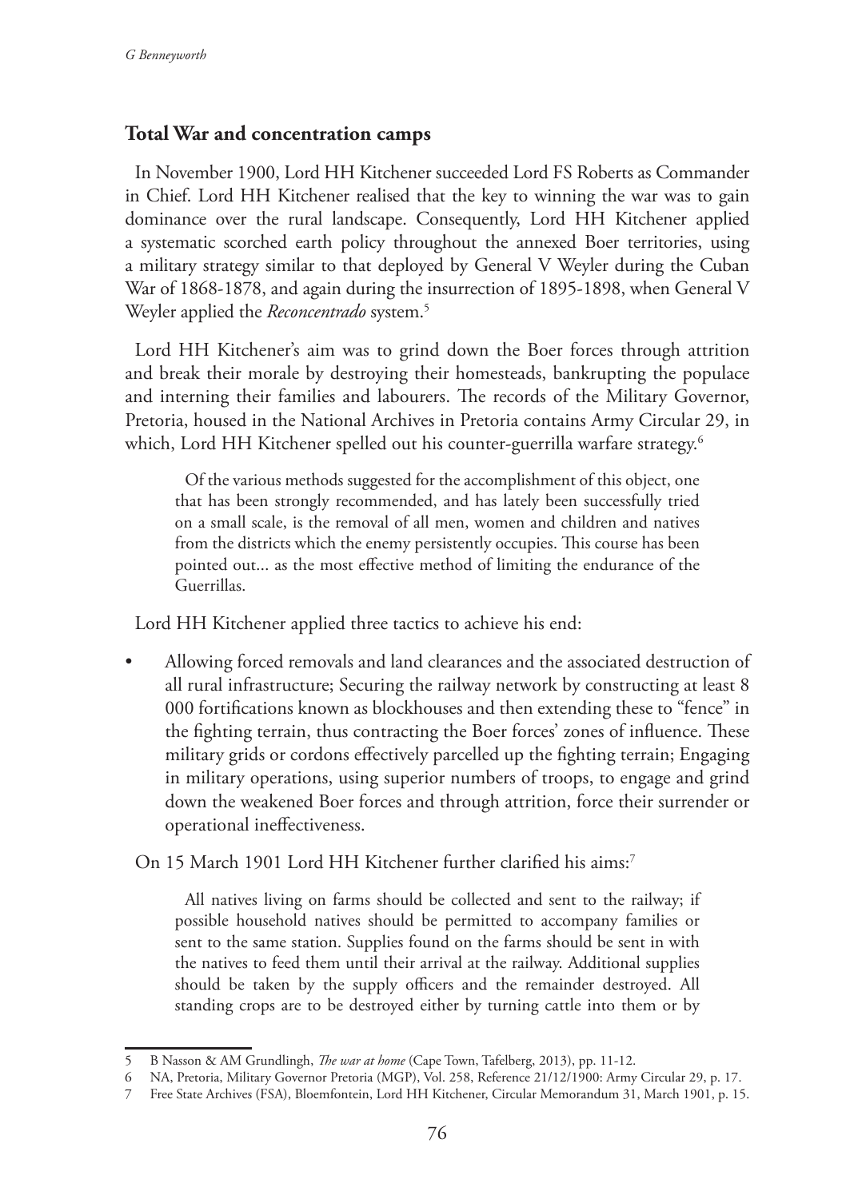## Total War and concentration camps

In November 1900, Lord HH Kitchener succeeded Lord FS Roberts as Commander in Chief. Lord HH Kitchener realised that the key to winning the war was to gain dominance over the rural landscape. Consequently, Lord HH Kitchener applied a systematic scorched earth policy throughout the annexed Boer territories, using a military strategy similar to that deployed by General V Weyler during the Cuban War of 1868-1878, and again during the insurrection of 1895-1898, when General V Weyler applied the *Reconcentrado* system.[5]

Lord HH Kitchener's aim was to grind down the Boer forces through attrition and break their morale by destroying their homesteads, bankrupting the populace and interning their families and labourers. The records of the Military Governor, Pretoria, housed in the National Archives in Pretoria contains Army Circular 29, in which, Lord HH Kitchener spelled out his counter-guerrilla warfare strategy.[6]

> Of the various methods suggested for the accomplishment of this object, one that has been strongly recommended, and has lately been successfully tried on a small scale, is the removal of all men, women and children and natives from the districts which the enemy persistently occupies. This course has been pointed out... as the most effective method of limiting the endurance of the Guerrillas.

Lord HH Kitchener applied three tactics to achieve his end:

- Allowing forced removals and land clearances and the associated destruction of all rural infrastructure; Securing the railway network by constructing at least 8 000 fortifications known as blockhouses and then extending these to "fence" in the fighting terrain, thus contracting the Boer forces' zones of influence. These military grids or cordons effectively parcelled up the fighting terrain; Engaging in military operations, using superior numbers of troops, to engage and grind down the weakened Boer forces and through attrition, force their surrender or operational ineffectiveness.

On 15 March 1901 Lord HH Kitchener further clarified his aims:[7]

> All natives living on farms should be collected and sent to the railway; if possible household natives should be permitted to accompany families or sent to the same station. Supplies found on the farms should be sent in with the natives to feed them until their arrival at the railway. Additional supplies should be taken by the supply officers and the remainder destroyed. All standing crops are to be destroyed either by turning cattle into them or by

---

5 B Nasson & AM Grundlingh, *The war at home* (Cape Town, Tafelberg, 2013), pp. 11-12.

6 NA, Pretoria, Military Governor Pretoria (MGP), Vol. 258, Reference 21/12/1900: Army Circular 29, p. 17.

7 Free State Archives (FSA), Bloemfontein, Lord HH Kitchener, Circular Memorandum 31, March 1901, p. 15.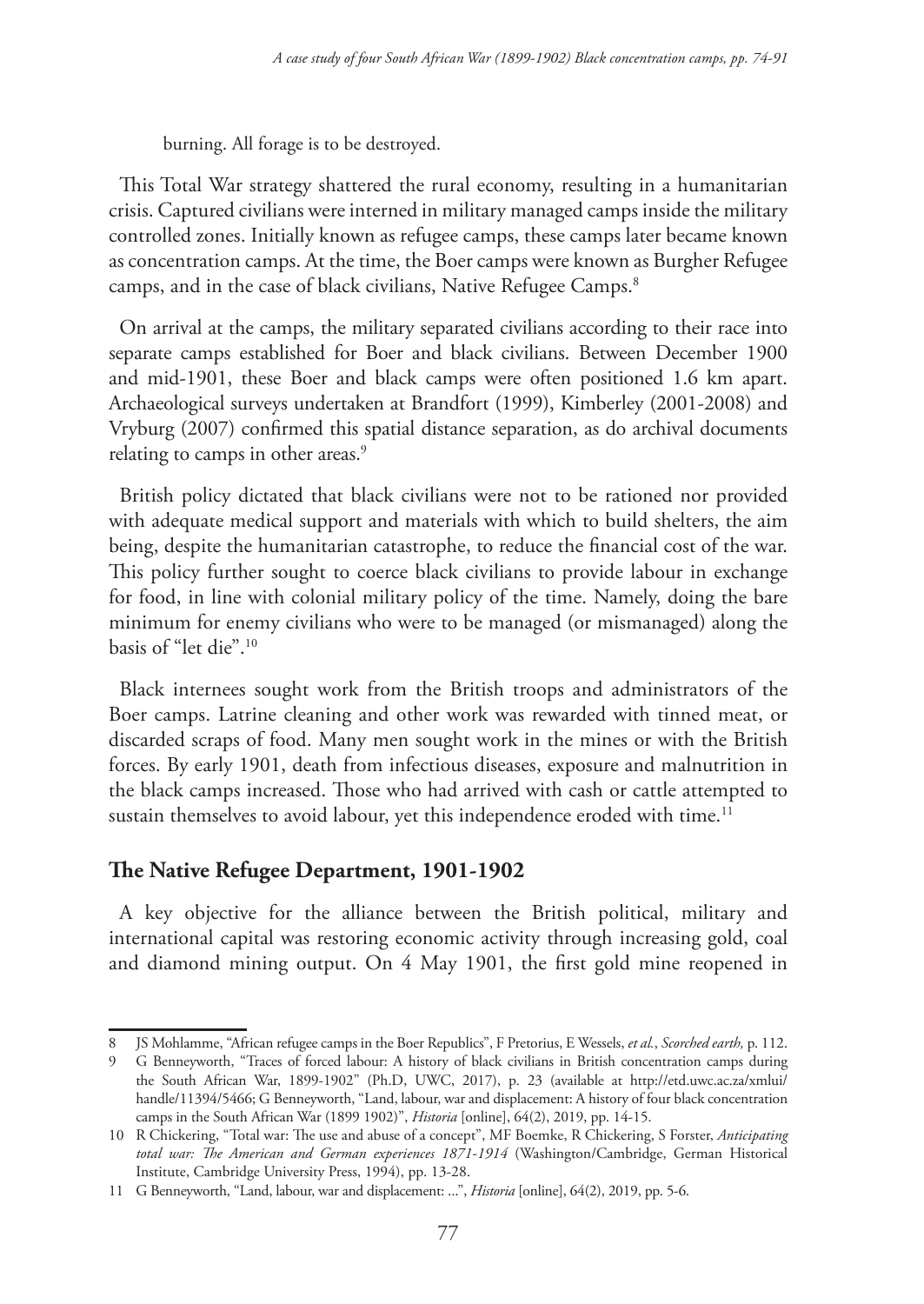burning. All forage is to be destroyed.

This Total War strategy shattered the rural economy, resulting in a humanitarian crisis. Captured civilians were interned in military managed camps inside the military controlled zones. Initially known as refugee camps, these camps later became known as concentration camps. At the time, the Boer camps were known as Burgher Refugee camps, and in the case of black civilians, Native Refugee Camps.[8]

On arrival at the camps, the military separated civilians according to their race into separate camps established for Boer and black civilians. Between December 1900 and mid-1901, these Boer and black camps were often positioned 1.6 km apart. Archaeological surveys undertaken at Brandfort (1999), Kimberley (2001-2008) and Vryburg (2007) confirmed this spatial distance separation, as do archival documents relating to camps in other areas.[9]

British policy dictated that black civilians were not to be rationed nor provided with adequate medical support and materials with which to build shelters, the aim being, despite the humanitarian catastrophe, to reduce the financial cost of the war. This policy further sought to coerce black civilians to provide labour in exchange for food, in line with colonial military policy of the time. Namely, doing the bare minimum for enemy civilians who were to be managed (or mismanaged) along the basis of "let die".[10]

Black internees sought work from the British troops and administrators of the Boer camps. Latrine cleaning and other work was rewarded with tinned meat, or discarded scraps of food. Many men sought work in the mines or with the British forces. By early 1901, death from infectious diseases, exposure and malnutrition in the black camps increased. Those who had arrived with cash or cattle attempted to sustain themselves to avoid labour, yet this independence eroded with time.[11]

## The Native Refugee Department, 1901-1902

A key objective for the alliance between the British political, military and international capital was restoring economic activity through increasing gold, coal and diamond mining output. On 4 May 1901, the first gold mine reopened in

---

8 JS Mohlamme, "African refugee camps in the Boer Republics", F Pretorius, E Wessels, *et al.*, *Scorched earth,* p. 112.

9 G Benneyworth, "Traces of forced labour: A history of black civilians in British concentration camps during the South African War, 1899-1902" (Ph.D, UWC, 2017), p. 23 (available at http://etd.uwc.ac.za/xmlui/handle/11394/5466; G Benneyworth, "Land, labour, war and displacement: A history of four black concentration camps in the South African War (1899 1902)", *Historia* [online], 64(2), 2019, pp. 14-15.

10 R Chickering, "Total war: The use and abuse of a concept", MF Boemke, R Chickering, S Forster, *Anticipating total war: The American and German experiences 1871-1914* (Washington/Cambridge, German Historical Institute, Cambridge University Press, 1994), pp. 13-28.

11 G Benneyworth, "Land, labour, war and displacement: ...", *Historia* [online], 64(2), 2019, pp. 5-6.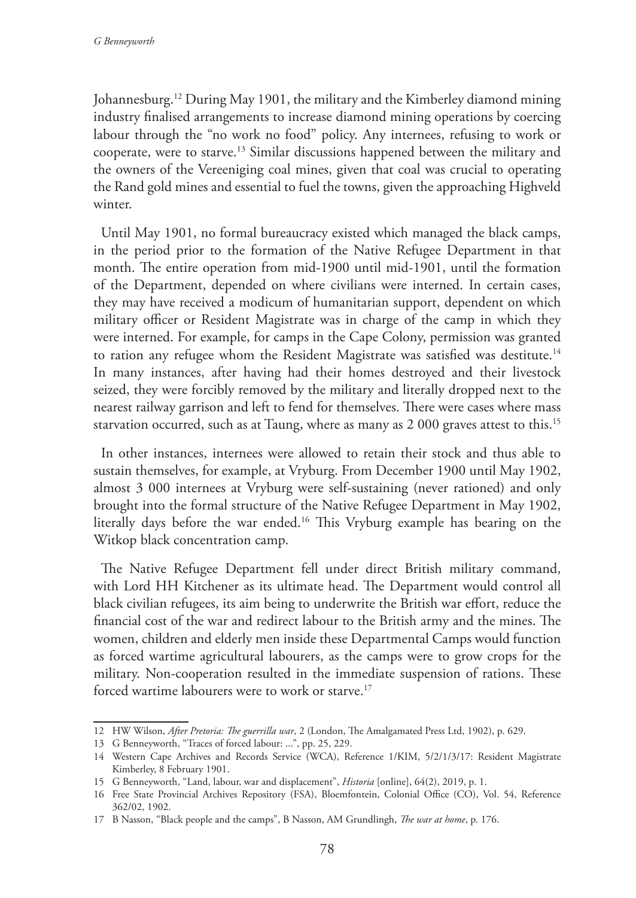Johannesburg.[12] During May 1901, the military and the Kimberley diamond mining industry finalised arrangements to increase diamond mining operations by coercing labour through the "no work no food" policy. Any internees, refusing to work or cooperate, were to starve.[13] Similar discussions happened between the military and the owners of the Vereeniging coal mines, given that coal was crucial to operating the Rand gold mines and essential to fuel the towns, given the approaching Highveld winter.

Until May 1901, no formal bureaucracy existed which managed the black camps, in the period prior to the formation of the Native Refugee Department in that month. The entire operation from mid-1900 until mid-1901, until the formation of the Department, depended on where civilians were interned. In certain cases, they may have received a modicum of humanitarian support, dependent on which military officer or Resident Magistrate was in charge of the camp in which they were interned. For example, for camps in the Cape Colony, permission was granted to ration any refugee whom the Resident Magistrate was satisfied was destitute.[14] In many instances, after having had their homes destroyed and their livestock seized, they were forcibly removed by the military and literally dropped next to the nearest railway garrison and left to fend for themselves. There were cases where mass starvation occurred, such as at Taung, where as many as 2 000 graves attest to this.[15]

In other instances, internees were allowed to retain their stock and thus able to sustain themselves, for example, at Vryburg. From December 1900 until May 1902, almost 3 000 internees at Vryburg were self-sustaining (never rationed) and only brought into the formal structure of the Native Refugee Department in May 1902, literally days before the war ended.[16] This Vryburg example has bearing on the Witkop black concentration camp.

The Native Refugee Department fell under direct British military command, with Lord HH Kitchener as its ultimate head. The Department would control all black civilian refugees, its aim being to underwrite the British war effort, reduce the financial cost of the war and redirect labour to the British army and the mines. The women, children and elderly men inside these Departmental Camps would function as forced wartime agricultural labourers, as the camps were to grow crops for the military. Non-cooperation resulted in the immediate suspension of rations. These forced wartime labourers were to work or starve.[17]

---

12 HW Wilson, *After Pretoria: The guerrilla war*, 2 (London, The Amalgamated Press Ltd, 1902), p. 629.

13 G Benneyworth, "Traces of forced labour: ...", pp. 25, 229.

14 Western Cape Archives and Records Service (WCA), Reference 1/KIM, 5/2/1/3/17: Resident Magistrate Kimberley, 8 February 1901.

15 G Benneyworth, "Land, labour, war and displacement", *Historia* [online], 64(2), 2019, p. 1.

16 Free State Provincial Archives Repository (FSA), Bloemfontein, Colonial Office (CO), Vol. 54, Reference 362/02, 1902.

17 B Nasson, "Black people and the camps", B Nasson, AM Grundlingh, *The war at home*, p. 176.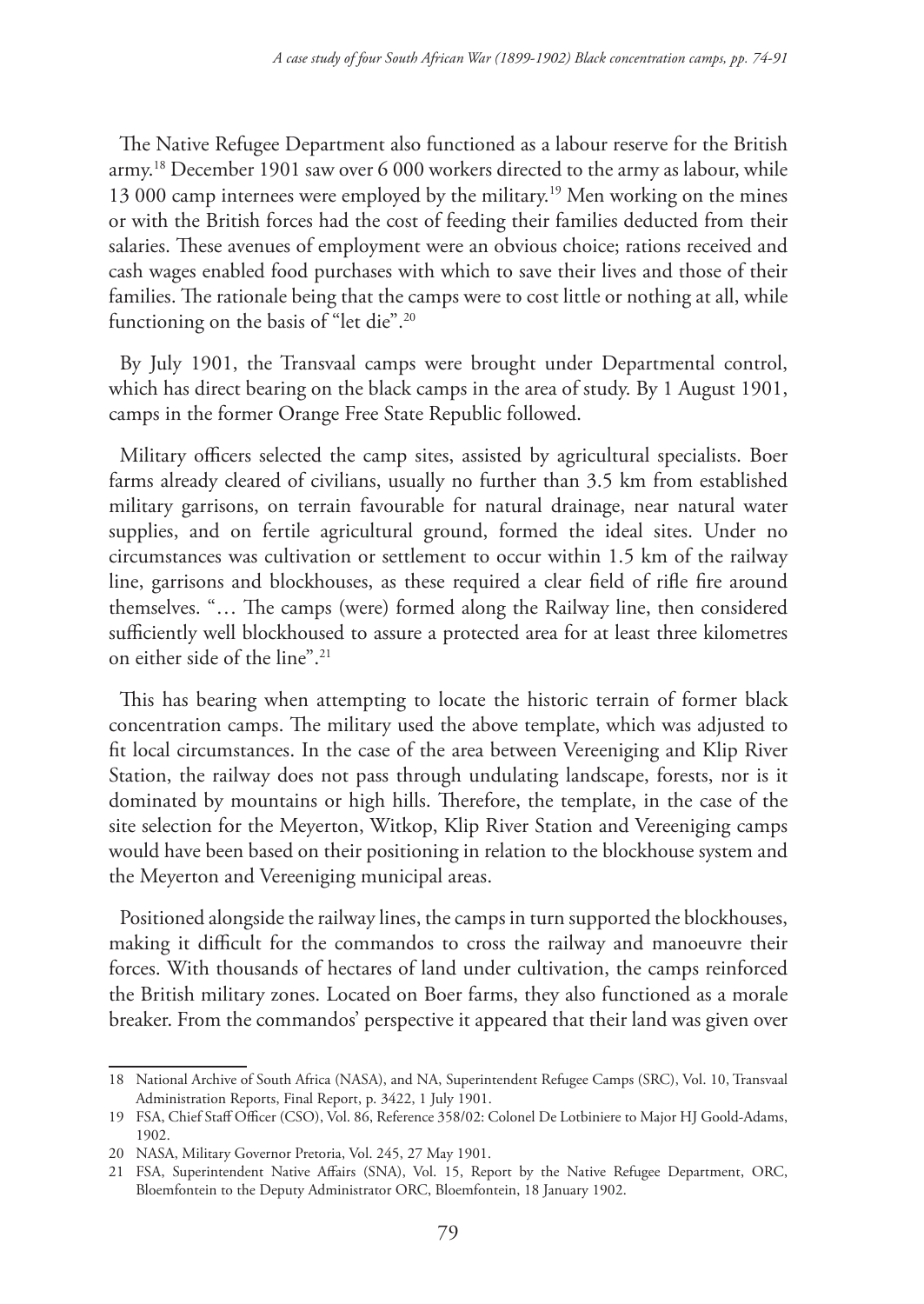The Native Refugee Department also functioned as a labour reserve for the British army.[18] December 1901 saw over 6 000 workers directed to the army as labour, while 13 000 camp internees were employed by the military.[19] Men working on the mines or with the British forces had the cost of feeding their families deducted from their salaries. These avenues of employment were an obvious choice; rations received and cash wages enabled food purchases with which to save their lives and those of their families. The rationale being that the camps were to cost little or nothing at all, while functioning on the basis of "let die".[20]

By July 1901, the Transvaal camps were brought under Departmental control, which has direct bearing on the black camps in the area of study. By 1 August 1901, camps in the former Orange Free State Republic followed.

Military officers selected the camp sites, assisted by agricultural specialists. Boer farms already cleared of civilians, usually no further than 3.5 km from established military garrisons, on terrain favourable for natural drainage, near natural water supplies, and on fertile agricultural ground, formed the ideal sites. Under no circumstances was cultivation or settlement to occur within 1.5 km of the railway line, garrisons and blockhouses, as these required a clear field of rifle fire around themselves. "… The camps (were) formed along the Railway line, then considered sufficiently well blockhoused to assure a protected area for at least three kilometres on either side of the line".[21]

This has bearing when attempting to locate the historic terrain of former black concentration camps. The military used the above template, which was adjusted to fit local circumstances. In the case of the area between Vereeniging and Klip River Station, the railway does not pass through undulating landscape, forests, nor is it dominated by mountains or high hills. Therefore, the template, in the case of the site selection for the Meyerton, Witkop, Klip River Station and Vereeniging camps would have been based on their positioning in relation to the blockhouse system and the Meyerton and Vereeniging municipal areas.

Positioned alongside the railway lines, the camps in turn supported the blockhouses, making it difficult for the commandos to cross the railway and manoeuvre their forces. With thousands of hectares of land under cultivation, the camps reinforced the British military zones. Located on Boer farms, they also functioned as a morale breaker. From the commandos' perspective it appeared that their land was given over

---

18 National Archive of South Africa (NASA), and NA, Superintendent Refugee Camps (SRC), Vol. 10, Transvaal Administration Reports, Final Report, p. 3422, 1 July 1901.

19 FSA, Chief Staff Officer (CSO), Vol. 86, Reference 358/02: Colonel De Lotbiniere to Major HJ Goold-Adams, 1902.

20 NASA, Military Governor Pretoria, Vol. 245, 27 May 1901.

21 FSA, Superintendent Native Affairs (SNA), Vol. 15, Report by the Native Refugee Department, ORC, Bloemfontein to the Deputy Administrator ORC, Bloemfontein, 18 January 1902.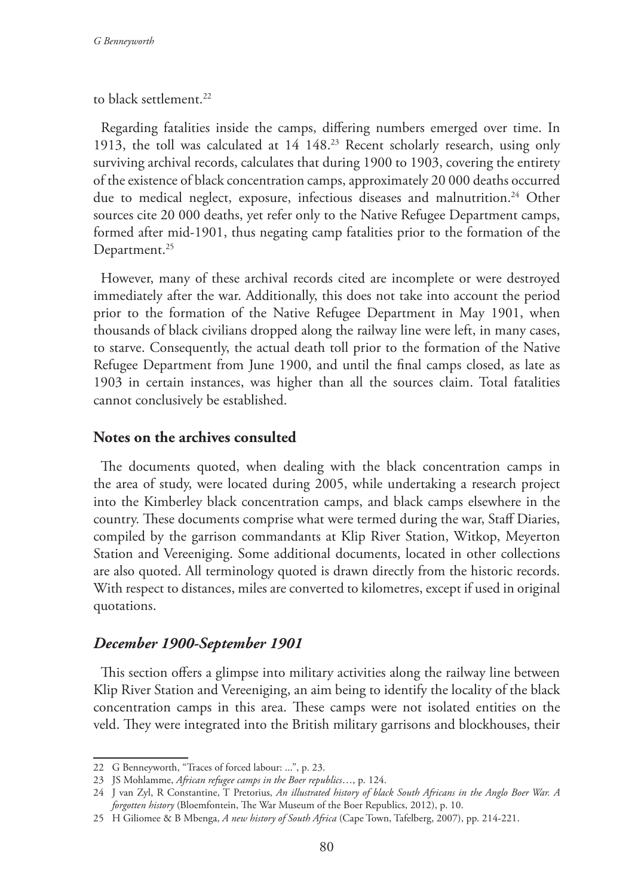to black settlement.[22]

Regarding fatalities inside the camps, differing numbers emerged over time. In 1913, the toll was calculated at 14 148.[23] Recent scholarly research, using only surviving archival records, calculates that during 1900 to 1903, covering the entirety of the existence of black concentration camps, approximately 20 000 deaths occurred due to medical neglect, exposure, infectious diseases and malnutrition.[24] Other sources cite 20 000 deaths, yet refer only to the Native Refugee Department camps, formed after mid-1901, thus negating camp fatalities prior to the formation of the Department.[25]

However, many of these archival records cited are incomplete or were destroyed immediately after the war. Additionally, this does not take into account the period prior to the formation of the Native Refugee Department in May 1901, when thousands of black civilians dropped along the railway line were left, in many cases, to starve. Consequently, the actual death toll prior to the formation of the Native Refugee Department from June 1900, and until the final camps closed, as late as 1903 in certain instances, was higher than all the sources claim. Total fatalities cannot conclusively be established.

## Notes on the archives consulted

The documents quoted, when dealing with the black concentration camps in the area of study, were located during 2005, while undertaking a research project into the Kimberley black concentration camps, and black camps elsewhere in the country. These documents comprise what were termed during the war, Staff Diaries, compiled by the garrison commandants at Klip River Station, Witkop, Meyerton Station and Vereeniging. Some additional documents, located in other collections are also quoted. All terminology quoted is drawn directly from the historic records. With respect to distances, miles are converted to kilometres, except if used in original quotations.

## *December 1900-September 1901*

This section offers a glimpse into military activities along the railway line between Klip River Station and Vereeniging, an aim being to identify the locality of the black concentration camps in this area. These camps were not isolated entities on the veld. They were integrated into the British military garrisons and blockhouses, their

---

22 G Benneyworth, "Traces of forced labour: ...", p. 23.

23 JS Mohlamme, *African refugee camps in the Boer republics*…, p. 124.

24 J van Zyl, R Constantine, T Pretorius, *An illustrated history of black South Africans in the Anglo Boer War. A forgotten history* (Bloemfontein, The War Museum of the Boer Republics, 2012), p. 10.

25 H Giliomee & B Mbenga, *A new history of South Africa* (Cape Town, Tafelberg, 2007), pp. 214-221.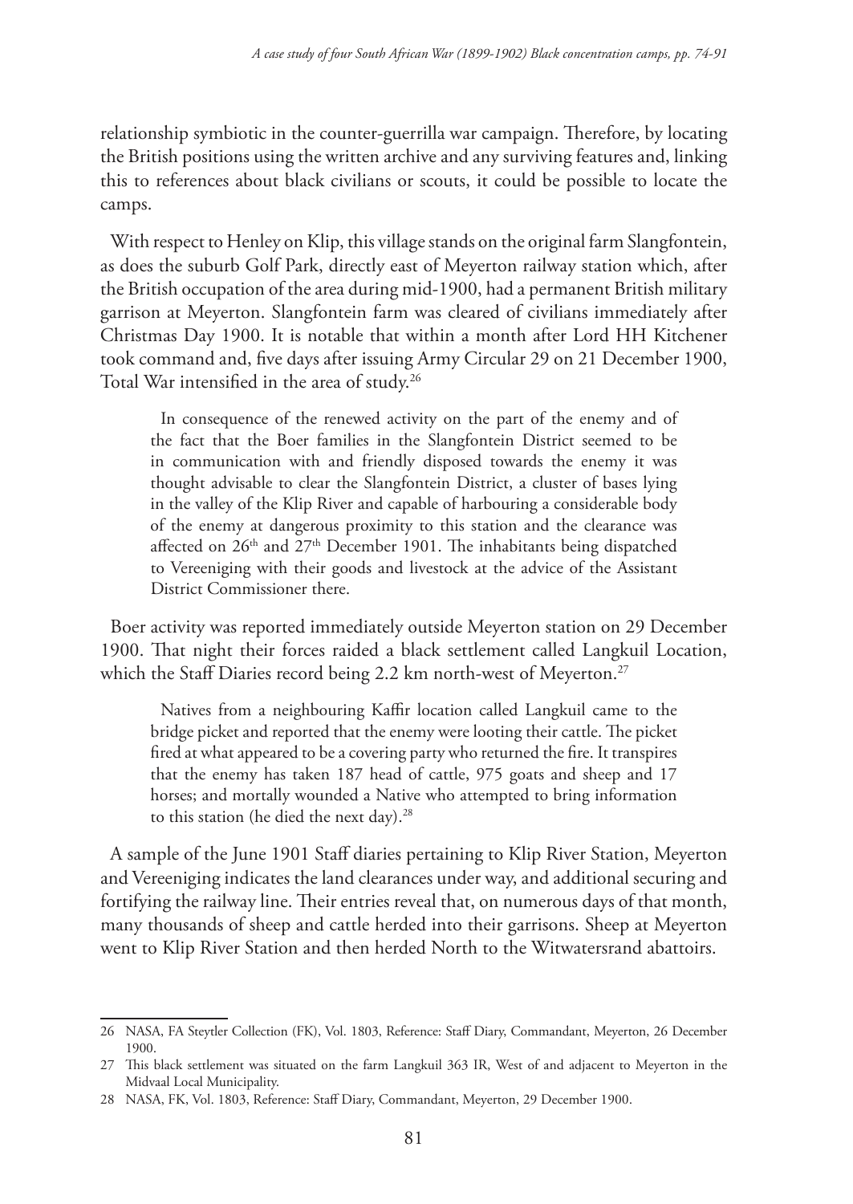relationship symbiotic in the counter-guerrilla war campaign. Therefore, by locating the British positions using the written archive and any surviving features and, linking this to references about black civilians or scouts, it could be possible to locate the camps.

With respect to Henley on Klip, this village stands on the original farm Slangfontein, as does the suburb Golf Park, directly east of Meyerton railway station which, after the British occupation of the area during mid-1900, had a permanent British military garrison at Meyerton. Slangfontein farm was cleared of civilians immediately after Christmas Day 1900. It is notable that within a month after Lord HH Kitchener took command and, five days after issuing Army Circular 29 on 21 December 1900, Total War intensified in the area of study.[26]

> In consequence of the renewed activity on the part of the enemy and of the fact that the Boer families in the Slangfontein District seemed to be in communication with and friendly disposed towards the enemy it was thought advisable to clear the Slangfontein District, a cluster of bases lying in the valley of the Klip River and capable of harbouring a considerable body of the enemy at dangerous proximity to this station and the clearance was affected on 26th and 27th December 1901. The inhabitants being dispatched to Vereeniging with their goods and livestock at the advice of the Assistant District Commissioner there.

Boer activity was reported immediately outside Meyerton station on 29 December 1900. That night their forces raided a black settlement called Langkuil Location, which the Staff Diaries record being 2.2 km north-west of Meyerton.[27]

> Natives from a neighbouring Kaffir location called Langkuil came to the bridge picket and reported that the enemy were looting their cattle. The picket fired at what appeared to be a covering party who returned the fire. It transpires that the enemy has taken 187 head of cattle, 975 goats and sheep and 17 horses; and mortally wounded a Native who attempted to bring information to this station (he died the next day).[28]

A sample of the June 1901 Staff diaries pertaining to Klip River Station, Meyerton and Vereeniging indicates the land clearances under way, and additional securing and fortifying the railway line. Their entries reveal that, on numerous days of that month, many thousands of sheep and cattle herded into their garrisons. Sheep at Meyerton went to Klip River Station and then herded North to the Witwatersrand abattoirs.

---

26 NASA, FA Steytler Collection (FK), Vol. 1803, Reference: Staff Diary, Commandant, Meyerton, 26 December 1900.

27 This black settlement was situated on the farm Langkuil 363 IR, West of and adjacent to Meyerton in the Midvaal Local Municipality.

28 NASA, FK, Vol. 1803, Reference: Staff Diary, Commandant, Meyerton, 29 December 1900.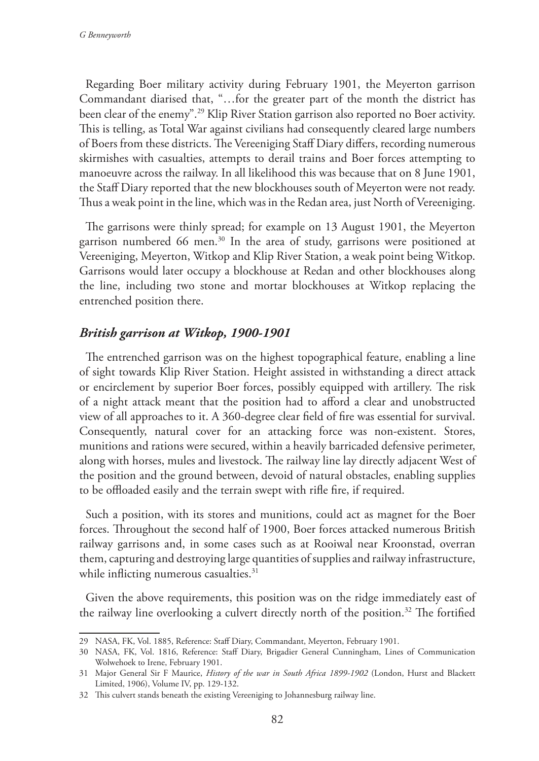Regarding Boer military activity during February 1901, the Meyerton garrison Commandant diarised that, "…for the greater part of the month the district has been clear of the enemy".[29] Klip River Station garrison also reported no Boer activity. This is telling, as Total War against civilians had consequently cleared large numbers of Boers from these districts. The Vereeniging Staff Diary differs, recording numerous skirmishes with casualties, attempts to derail trains and Boer forces attempting to manoeuvre across the railway. In all likelihood this was because that on 8 June 1901, the Staff Diary reported that the new blockhouses south of Meyerton were not ready. Thus a weak point in the line, which was in the Redan area, just North of Vereeniging.

The garrisons were thinly spread; for example on 13 August 1901, the Meyerton garrison numbered 66 men.[30] In the area of study, garrisons were positioned at Vereeniging, Meyerton, Witkop and Klip River Station, a weak point being Witkop. Garrisons would later occupy a blockhouse at Redan and other blockhouses along the line, including two stone and mortar blockhouses at Witkop replacing the entrenched position there.

### *British garrison at Witkop, 1900-1901*

The entrenched garrison was on the highest topographical feature, enabling a line of sight towards Klip River Station. Height assisted in withstanding a direct attack or encirclement by superior Boer forces, possibly equipped with artillery. The risk of a night attack meant that the position had to afford a clear and unobstructed view of all approaches to it. A 360-degree clear field of fire was essential for survival. Consequently, natural cover for an attacking force was non-existent. Stores, munitions and rations were secured, within a heavily barricaded defensive perimeter, along with horses, mules and livestock. The railway line lay directly adjacent West of the position and the ground between, devoid of natural obstacles, enabling supplies to be offloaded easily and the terrain swept with rifle fire, if required.

Such a position, with its stores and munitions, could act as magnet for the Boer forces. Throughout the second half of 1900, Boer forces attacked numerous British railway garrisons and, in some cases such as at Rooiwal near Kroonstad, overran them, capturing and destroying large quantities of supplies and railway infrastructure, while inflicting numerous casualties.[31]

Given the above requirements, this position was on the ridge immediately east of the railway line overlooking a culvert directly north of the position.[32] The fortified

---

29 NASA, FK, Vol. 1885, Reference: Staff Diary, Commandant, Meyerton, February 1901.

30 NASA, FK, Vol. 1816, Reference: Staff Diary, Brigadier General Cunningham, Lines of Communication Wolwehoek to Irene, February 1901.

31 Major General Sir F Maurice, *History of the war in South Africa 1899-1902* (London, Hurst and Blackett Limited, 1906), Volume IV, pp. 129-132.

32 This culvert stands beneath the existing Vereeniging to Johannesburg railway line.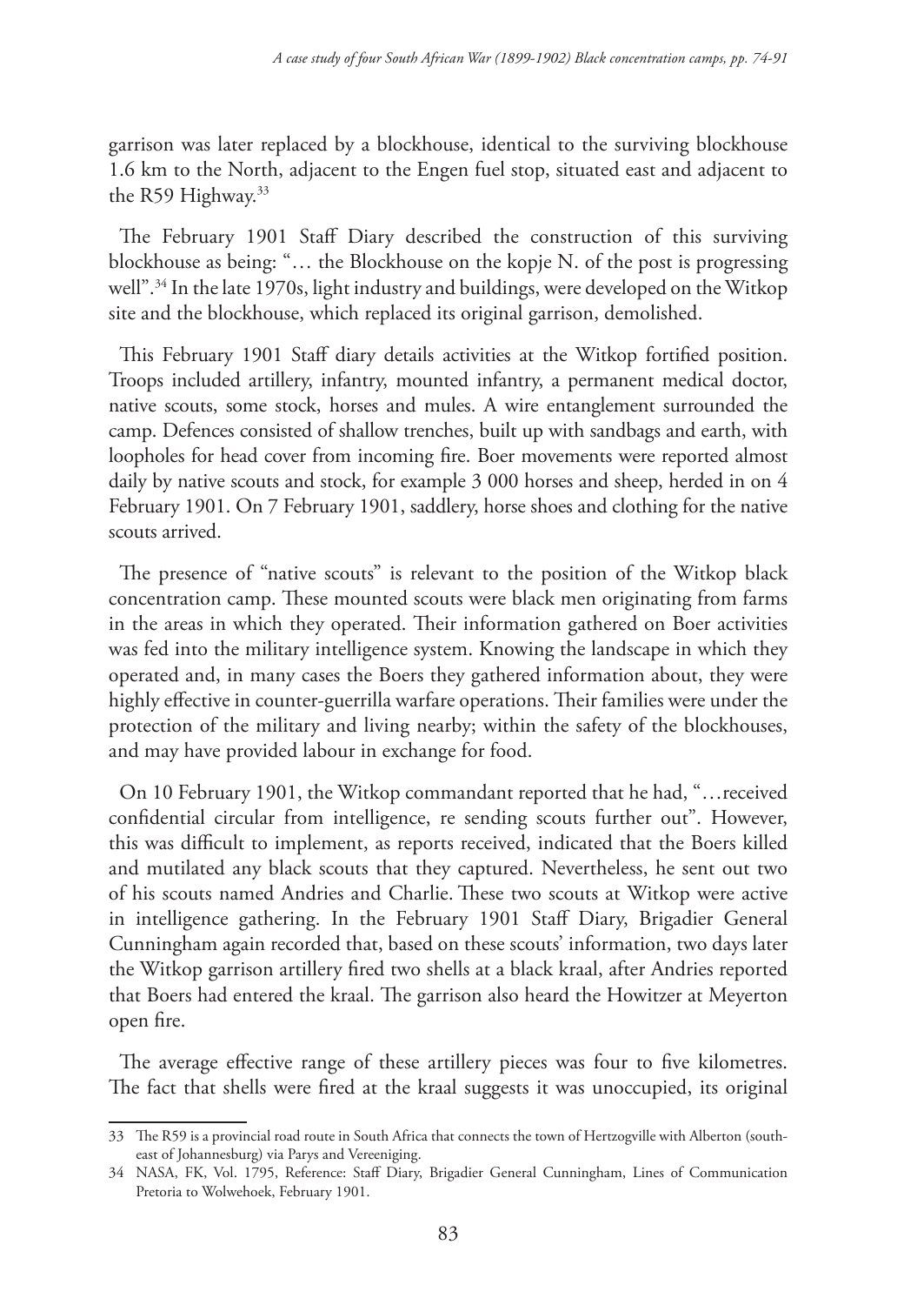garrison was later replaced by a blockhouse, identical to the surviving blockhouse 1.6 km to the North, adjacent to the Engen fuel stop, situated east and adjacent to the R59 Highway.[33]

The February 1901 Staff Diary described the construction of this surviving blockhouse as being: "… the Blockhouse on the kopje N. of the post is progressing well".[34] In the late 1970s, light industry and buildings, were developed on the Witkop site and the blockhouse, which replaced its original garrison, demolished.

This February 1901 Staff diary details activities at the Witkop fortified position. Troops included artillery, infantry, mounted infantry, a permanent medical doctor, native scouts, some stock, horses and mules. A wire entanglement surrounded the camp. Defences consisted of shallow trenches, built up with sandbags and earth, with loopholes for head cover from incoming fire. Boer movements were reported almost daily by native scouts and stock, for example 3 000 horses and sheep, herded in on 4 February 1901. On 7 February 1901, saddlery, horse shoes and clothing for the native scouts arrived.

The presence of "native scouts" is relevant to the position of the Witkop black concentration camp. These mounted scouts were black men originating from farms in the areas in which they operated. Their information gathered on Boer activities was fed into the military intelligence system. Knowing the landscape in which they operated and, in many cases the Boers they gathered information about, they were highly effective in counter-guerrilla warfare operations. Their families were under the protection of the military and living nearby; within the safety of the blockhouses, and may have provided labour in exchange for food.

On 10 February 1901, the Witkop commandant reported that he had, "…received confidential circular from intelligence, re sending scouts further out". However, this was difficult to implement, as reports received, indicated that the Boers killed and mutilated any black scouts that they captured. Nevertheless, he sent out two of his scouts named Andries and Charlie. These two scouts at Witkop were active in intelligence gathering. In the February 1901 Staff Diary, Brigadier General Cunningham again recorded that, based on these scouts' information, two days later the Witkop garrison artillery fired two shells at a black kraal, after Andries reported that Boers had entered the kraal. The garrison also heard the Howitzer at Meyerton open fire.

The average effective range of these artillery pieces was four to five kilometres. The fact that shells were fired at the kraal suggests it was unoccupied, its original

---

33 The R59 is a provincial road route in South Africa that connects the town of Hertzogville with Alberton (south-east of Johannesburg) via Parys and Vereeniging.

34 NASA, FK, Vol. 1795, Reference: Staff Diary, Brigadier General Cunningham, Lines of Communication Pretoria to Wolwehoek, February 1901.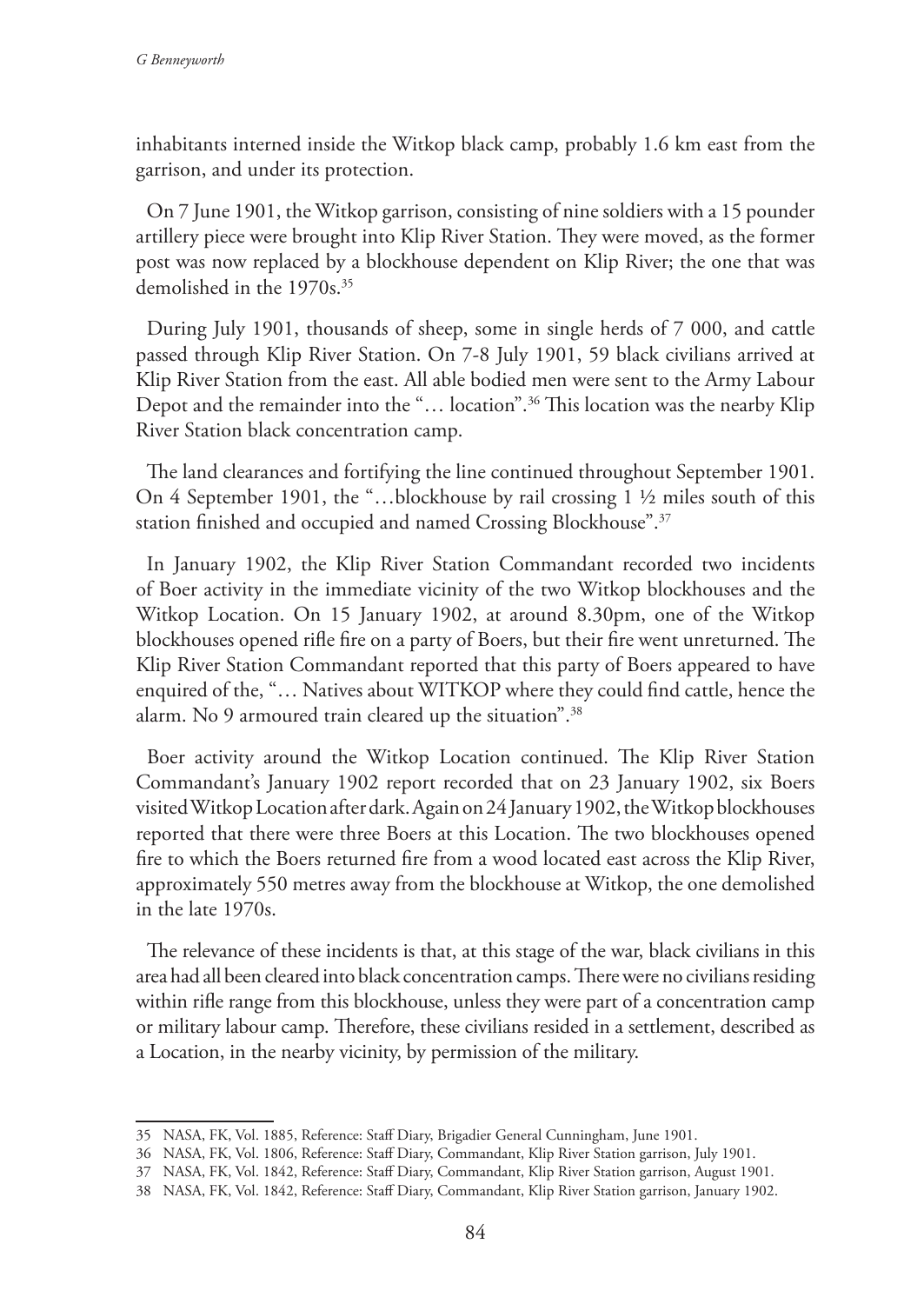inhabitants interned inside the Witkop black camp, probably 1.6 km east from the garrison, and under its protection.

On 7 June 1901, the Witkop garrison, consisting of nine soldiers with a 15 pounder artillery piece were brought into Klip River Station. They were moved, as the former post was now replaced by a blockhouse dependent on Klip River; the one that was demolished in the 1970s.[35]

During July 1901, thousands of sheep, some in single herds of 7 000, and cattle passed through Klip River Station. On 7-8 July 1901, 59 black civilians arrived at Klip River Station from the east. All able bodied men were sent to the Army Labour Depot and the remainder into the "… location".[36] This location was the nearby Klip River Station black concentration camp.

The land clearances and fortifying the line continued throughout September 1901. On 4 September 1901, the "…blockhouse by rail crossing 1 ½ miles south of this station finished and occupied and named Crossing Blockhouse".[37]

In January 1902, the Klip River Station Commandant recorded two incidents of Boer activity in the immediate vicinity of the two Witkop blockhouses and the Witkop Location. On 15 January 1902, at around 8.30pm, one of the Witkop blockhouses opened rifle fire on a party of Boers, but their fire went unreturned. The Klip River Station Commandant reported that this party of Boers appeared to have enquired of the, "… Natives about WITKOP where they could find cattle, hence the alarm. No 9 armoured train cleared up the situation".[38]

Boer activity around the Witkop Location continued. The Klip River Station Commandant's January 1902 report recorded that on 23 January 1902, six Boers visited Witkop Location after dark. Again on 24 January 1902, the Witkop blockhouses reported that there were three Boers at this Location. The two blockhouses opened fire to which the Boers returned fire from a wood located east across the Klip River, approximately 550 metres away from the blockhouse at Witkop, the one demolished in the late 1970s.

The relevance of these incidents is that, at this stage of the war, black civilians in this area had all been cleared into black concentration camps. There were no civilians residing within rifle range from this blockhouse, unless they were part of a concentration camp or military labour camp. Therefore, these civilians resided in a settlement, described as a Location, in the nearby vicinity, by permission of the military.

---

35 NASA, FK, Vol. 1885, Reference: Staff Diary, Brigadier General Cunningham, June 1901.

36 NASA, FK, Vol. 1806, Reference: Staff Diary, Commandant, Klip River Station garrison, July 1901.

37 NASA, FK, Vol. 1842, Reference: Staff Diary, Commandant, Klip River Station garrison, August 1901.

38 NASA, FK, Vol. 1842, Reference: Staff Diary, Commandant, Klip River Station garrison, January 1902.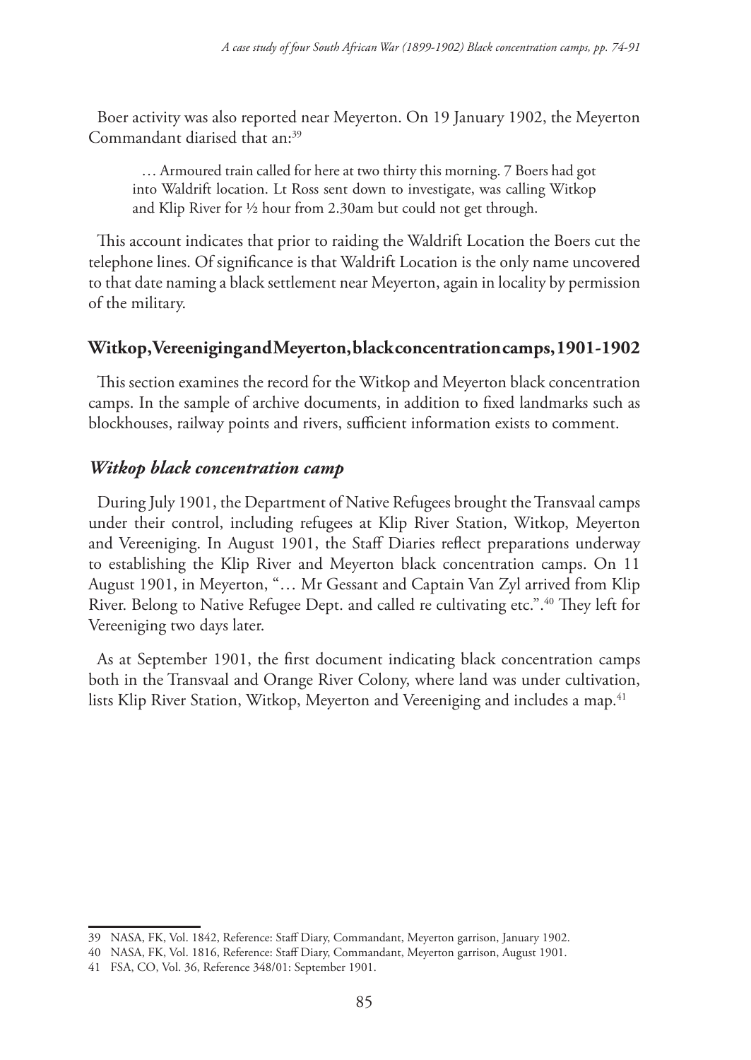Boer activity was also reported near Meyerton. On 19 January 1902, the Meyerton Commandant diarised that an:[39]

> … Armoured train called for here at two thirty this morning. 7 Boers had got into Waldrift location. Lt Ross sent down to investigate, was calling Witkop and Klip River for ½ hour from 2.30am but could not get through.

This account indicates that prior to raiding the Waldrift Location the Boers cut the telephone lines. Of significance is that Waldrift Location is the only name uncovered to that date naming a black settlement near Meyerton, again in locality by permission of the military.

## Witkop, Vereeniging and Meyerton, black concentration camps, 1901-1902

This section examines the record for the Witkop and Meyerton black concentration camps. In the sample of archive documents, in addition to fixed landmarks such as blockhouses, railway points and rivers, sufficient information exists to comment.

### *Witkop black concentration camp*

During July 1901, the Department of Native Refugees brought the Transvaal camps under their control, including refugees at Klip River Station, Witkop, Meyerton and Vereeniging. In August 1901, the Staff Diaries reflect preparations underway to establishing the Klip River and Meyerton black concentration camps. On 11 August 1901, in Meyerton, "… Mr Gessant and Captain Van Zyl arrived from Klip River. Belong to Native Refugee Dept. and called re cultivating etc.".[40] They left for Vereeniging two days later.

As at September 1901, the first document indicating black concentration camps both in the Transvaal and Orange River Colony, where land was under cultivation, lists Klip River Station, Witkop, Meyerton and Vereeniging and includes a map.[41]

---

39 NASA, FK, Vol. 1842, Reference: Staff Diary, Commandant, Meyerton garrison, January 1902.

40 NASA, FK, Vol. 1816, Reference: Staff Diary, Commandant, Meyerton garrison, August 1901.

41 FSA, CO, Vol. 36, Reference 348/01: September 1901.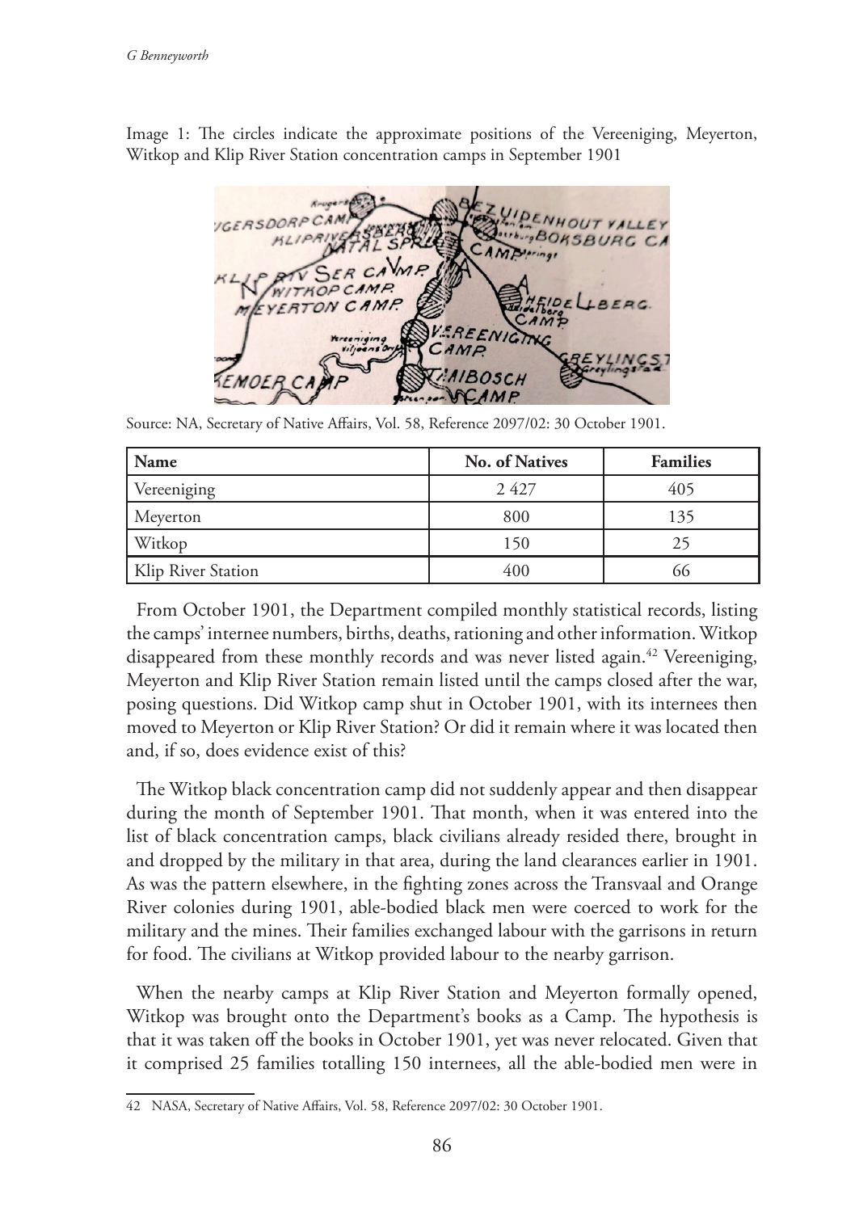Image 1: The circles indicate the approximate positions of the Vereeniging, Meyerton, Witkop and Klip River Station concentration camps in September 1901

Source: NA, Secretary of Native Affairs, Vol. 58, Reference 2097/02: 30 October 1901.

| Name | No. of Natives | Families |
|---|---|---|
| Vereeniging | 2 427 | 405 |
| Meyerton | 800 | 135 |
| Witkop | 150 | 25 |
| Klip River Station | 400 | 66 |

From October 1901, the Department compiled monthly statistical records, listing the camps' internee numbers, births, deaths, rationing and other information. Witkop disappeared from these monthly records and was never listed again.[42] Vereeniging, Meyerton and Klip River Station remain listed until the camps closed after the war, posing questions. Did Witkop camp shut in October 1901, with its internees then moved to Meyerton or Klip River Station? Or did it remain where it was located then and, if so, does evidence exist of this?

The Witkop black concentration camp did not suddenly appear and then disappear during the month of September 1901. That month, when it was entered into the list of black concentration camps, black civilians already resided there, brought in and dropped by the military in that area, during the land clearances earlier in 1901. As was the pattern elsewhere, in the fighting zones across the Transvaal and Orange River colonies during 1901, able-bodied black men were coerced to work for the military and the mines. Their families exchanged labour with the garrisons in return for food. The civilians at Witkop provided labour to the nearby garrison.

When the nearby camps at Klip River Station and Meyerton formally opened, Witkop was brought onto the Department's books as a Camp. The hypothesis is that it was taken off the books in October 1901, yet was never relocated. Given that it comprised 25 families totalling 150 internees, all the able-bodied men were in

42 NASA, Secretary of Native Affairs, Vol. 58, Reference 2097/02: 30 October 1901.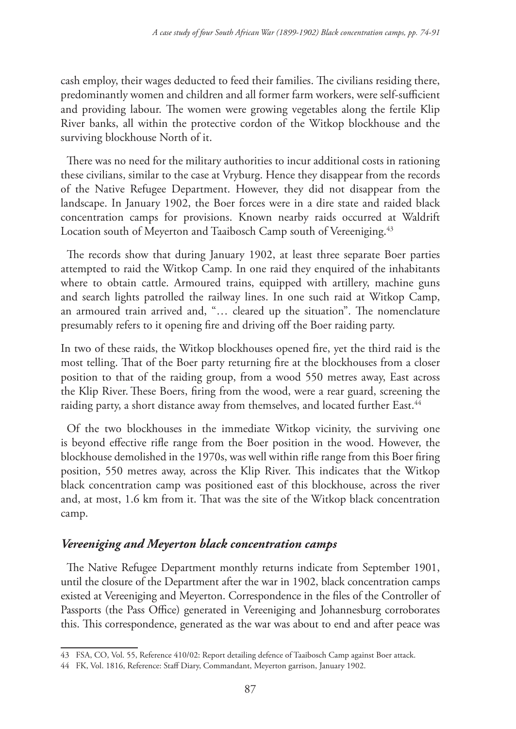cash employ, their wages deducted to feed their families. The civilians residing there, predominantly women and children and all former farm workers, were self-sufficient and providing labour. The women were growing vegetables along the fertile Klip River banks, all within the protective cordon of the Witkop blockhouse and the surviving blockhouse North of it.

There was no need for the military authorities to incur additional costs in rationing these civilians, similar to the case at Vryburg. Hence they disappear from the records of the Native Refugee Department. However, they did not disappear from the landscape. In January 1902, the Boer forces were in a dire state and raided black concentration camps for provisions. Known nearby raids occurred at Waldrift Location south of Meyerton and Taaibosch Camp south of Vereeniging.[43]

The records show that during January 1902, at least three separate Boer parties attempted to raid the Witkop Camp. In one raid they enquired of the inhabitants where to obtain cattle. Armoured trains, equipped with artillery, machine guns and search lights patrolled the railway lines. In one such raid at Witkop Camp, an armoured train arrived and, "… cleared up the situation". The nomenclature presumably refers to it opening fire and driving off the Boer raiding party.

In two of these raids, the Witkop blockhouses opened fire, yet the third raid is the most telling. That of the Boer party returning fire at the blockhouses from a closer position to that of the raiding group, from a wood 550 metres away, East across the Klip River. These Boers, firing from the wood, were a rear guard, screening the raiding party, a short distance away from themselves, and located further East.[44]

Of the two blockhouses in the immediate Witkop vicinity, the surviving one is beyond effective rifle range from the Boer position in the wood. However, the blockhouse demolished in the 1970s, was well within rifle range from this Boer firing position, 550 metres away, across the Klip River. This indicates that the Witkop black concentration camp was positioned east of this blockhouse, across the river and, at most, 1.6 km from it. That was the site of the Witkop black concentration camp.

### *Vereeniging and Meyerton black concentration camps*

The Native Refugee Department monthly returns indicate from September 1901, until the closure of the Department after the war in 1902, black concentration camps existed at Vereeniging and Meyerton. Correspondence in the files of the Controller of Passports (the Pass Office) generated in Vereeniging and Johannesburg corroborates this. This correspondence, generated as the war was about to end and after peace was

---

43 FSA, CO, Vol. 55, Reference 410/02: Report detailing defence of Taaibosch Camp against Boer attack.

44 FK, Vol. 1816, Reference: Staff Diary, Commandant, Meyerton garrison, January 1902.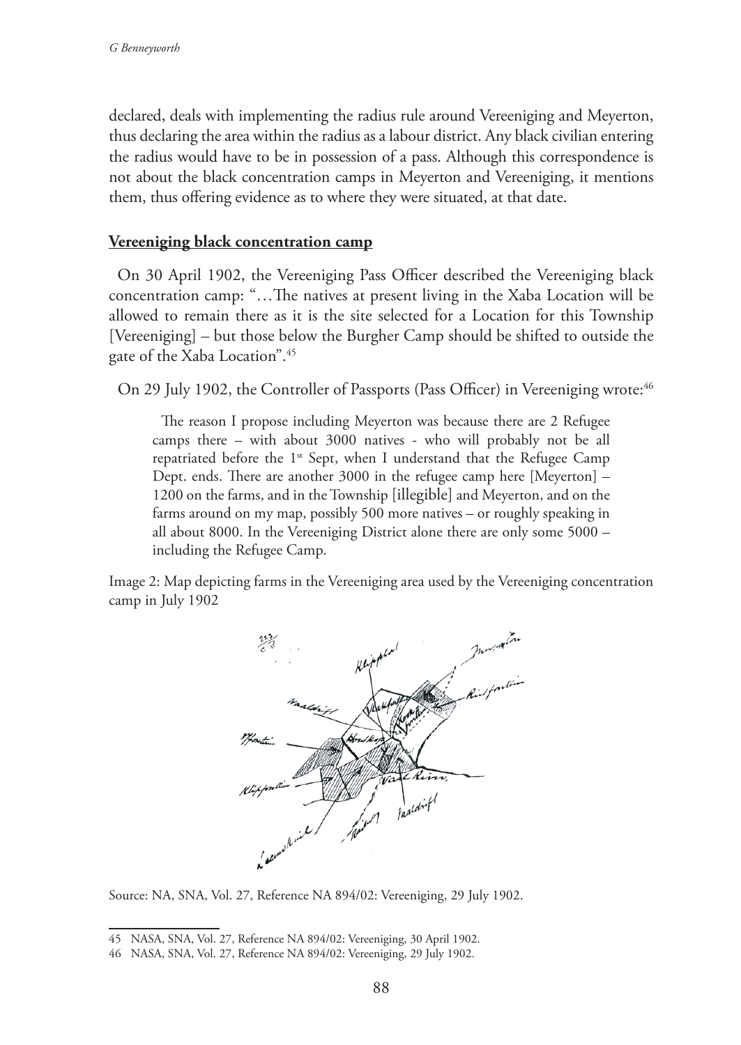declared, deals with implementing the radius rule around Vereeniging and Meyerton, thus declaring the area within the radius as a labour district. Any black civilian entering the radius would have to be in possession of a pass. Although this correspondence is not about the black concentration camps in Meyerton and Vereeniging, it mentions them, thus offering evidence as to where they were situated, at that date.

## **Vereeniging black concentration camp**

On 30 April 1902, the Vereeniging Pass Officer described the Vereeniging black concentration camp: "…The natives at present living in the Xaba Location will be allowed to remain there as it is the site selected for a Location for this Township [Vereeniging] – but those below the Burgher Camp should be shifted to outside the gate of the Xaba Location".[45]

On 29 July 1902, the Controller of Passports (Pass Officer) in Vereeniging wrote:[46]

> The reason I propose including Meyerton was because there are 2 Refugee camps there – with about 3000 natives - who will probably not be all repatriated before the 1st Sept, when I understand that the Refugee Camp Dept. ends. There are another 3000 in the refugee camp here [Meyerton] – 1200 on the farms, and in the Township [illegible] and Meyerton, and on the farms around on my map, possibly 500 more natives – or roughly speaking in all about 8000. In the Vereeniging District alone there are only some 5000 – including the Refugee Camp.

Image 2: Map depicting farms in the Vereeniging area used by the Vereeniging concentration camp in July 1902

Source: NA, SNA, Vol. 27, Reference NA 894/02: Vereeniging, 29 July 1902.

---

45 NASA, SNA, Vol. 27, Reference NA 894/02: Vereeniging, 30 April 1902.

46 NASA, SNA, Vol. 27, Reference NA 894/02: Vereeniging, 29 July 1902.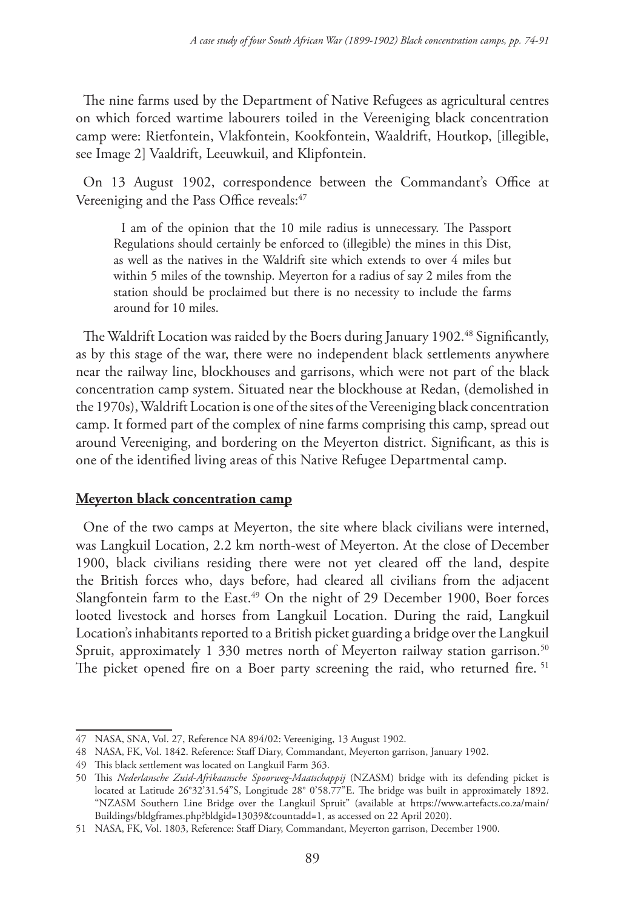The nine farms used by the Department of Native Refugees as agricultural centres on which forced wartime labourers toiled in the Vereeniging black concentration camp were: Rietfontein, Vlakfontein, Kookfontein, Waaldrift, Houtkop, [illegible, see Image 2] Vaaldrift, Leeuwkuil, and Klipfontein.

On 13 August 1902, correspondence between the Commandant's Office at Vereeniging and the Pass Office reveals:[47]

> I am of the opinion that the 10 mile radius is unnecessary. The Passport Regulations should certainly be enforced to (illegible) the mines in this Dist, as well as the natives in the Waldrift site which extends to over 4 miles but within 5 miles of the township. Meyerton for a radius of say 2 miles from the station should be proclaimed but there is no necessity to include the farms around for 10 miles.

The Waldrift Location was raided by the Boers during January 1902.[48] Significantly, as by this stage of the war, there were no independent black settlements anywhere near the railway line, blockhouses and garrisons, which were not part of the black concentration camp system. Situated near the blockhouse at Redan, (demolished in the 1970s), Waldrift Location is one of the sites of the Vereeniging black concentration camp. It formed part of the complex of nine farms comprising this camp, spread out around Vereeniging, and bordering on the Meyerton district. Significant, as this is one of the identified living areas of this Native Refugee Departmental camp.

## Meyerton black concentration camp

One of the two camps at Meyerton, the site where black civilians were interned, was Langkuil Location, 2.2 km north-west of Meyerton. At the close of December 1900, black civilians residing there were not yet cleared off the land, despite the British forces who, days before, had cleared all civilians from the adjacent Slangfontein farm to the East.[49] On the night of 29 December 1900, Boer forces looted livestock and horses from Langkuil Location. During the raid, Langkuil Location's inhabitants reported to a British picket guarding a bridge over the Langkuil Spruit, approximately 1 330 metres north of Meyerton railway station garrison.[50] The picket opened fire on a Boer party screening the raid, who returned fire.[51]

---

47 NASA, SNA, Vol. 27, Reference NA 894/02: Vereeniging, 13 August 1902.

48 NASA, FK, Vol. 1842. Reference: Staff Diary, Commandant, Meyerton garrison, January 1902.

49 This black settlement was located on Langkuil Farm 363.

50 This *Nederlansche Zuid-Afrikaansche Spoorweg-Maatschappij* (NZASM) bridge with its defending picket is located at Latitude 26°32'31.54"S, Longitude 28° 0'58.77"E. The bridge was built in approximately 1892. "NZASM Southern Line Bridge over the Langkuil Spruit" (available at https://www.artefacts.co.za/main/Buildings/bldgframes.php?bldgid=13039&countadd=1, as accessed on 22 April 2020).

51 NASA, FK, Vol. 1803, Reference: Staff Diary, Commandant, Meyerton garrison, December 1900.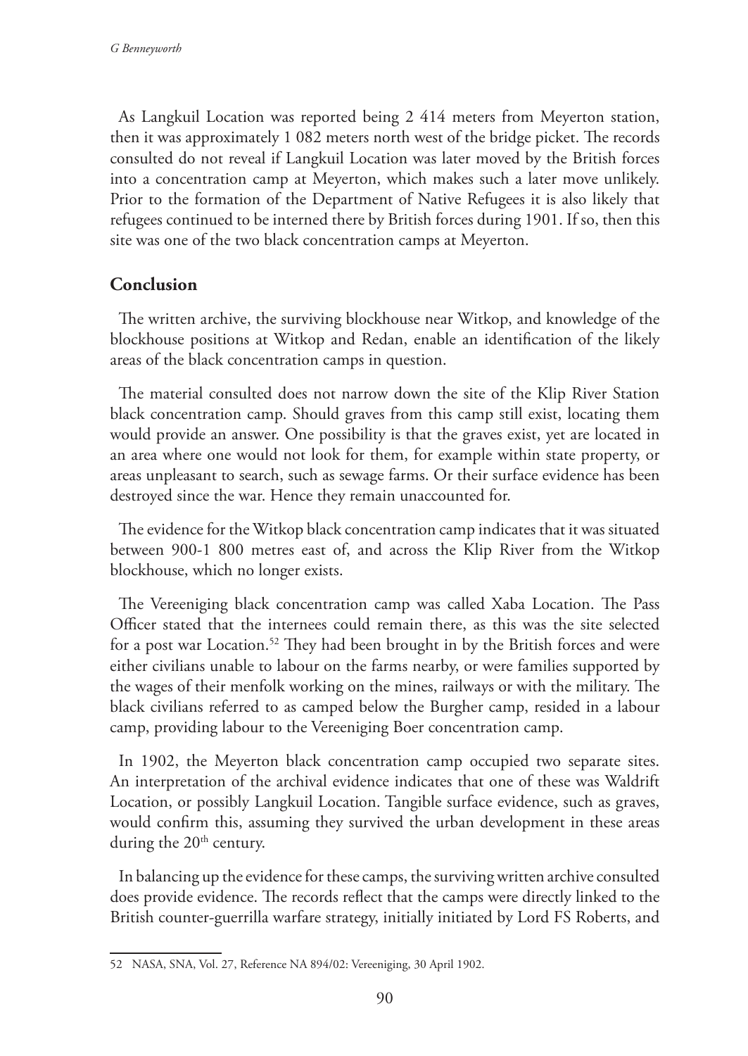As Langkuil Location was reported being 2 414 meters from Meyerton station, then it was approximately 1 082 meters north west of the bridge picket. The records consulted do not reveal if Langkuil Location was later moved by the British forces into a concentration camp at Meyerton, which makes such a later move unlikely. Prior to the formation of the Department of Native Refugees it is also likely that refugees continued to be interned there by British forces during 1901. If so, then this site was one of the two black concentration camps at Meyerton.

## Conclusion

The written archive, the surviving blockhouse near Witkop, and knowledge of the blockhouse positions at Witkop and Redan, enable an identification of the likely areas of the black concentration camps in question.

The material consulted does not narrow down the site of the Klip River Station black concentration camp. Should graves from this camp still exist, locating them would provide an answer. One possibility is that the graves exist, yet are located in an area where one would not look for them, for example within state property, or areas unpleasant to search, such as sewage farms. Or their surface evidence has been destroyed since the war. Hence they remain unaccounted for.

The evidence for the Witkop black concentration camp indicates that it was situated between 900-1 800 metres east of, and across the Klip River from the Witkop blockhouse, which no longer exists.

The Vereeniging black concentration camp was called Xaba Location. The Pass Officer stated that the internees could remain there, as this was the site selected for a post war Location.[52] They had been brought in by the British forces and were either civilians unable to labour on the farms nearby, or were families supported by the wages of their menfolk working on the mines, railways or with the military. The black civilians referred to as camped below the Burgher camp, resided in a labour camp, providing labour to the Vereeniging Boer concentration camp.

In 1902, the Meyerton black concentration camp occupied two separate sites. An interpretation of the archival evidence indicates that one of these was Waldrift Location, or possibly Langkuil Location. Tangible surface evidence, such as graves, would confirm this, assuming they survived the urban development in these areas during the 20th century.

In balancing up the evidence for these camps, the surviving written archive consulted does provide evidence. The records reflect that the camps were directly linked to the British counter-guerrilla warfare strategy, initially initiated by Lord FS Roberts, and

52 NASA, SNA, Vol. 27, Reference NA 894/02: Vereeniging, 30 April 1902.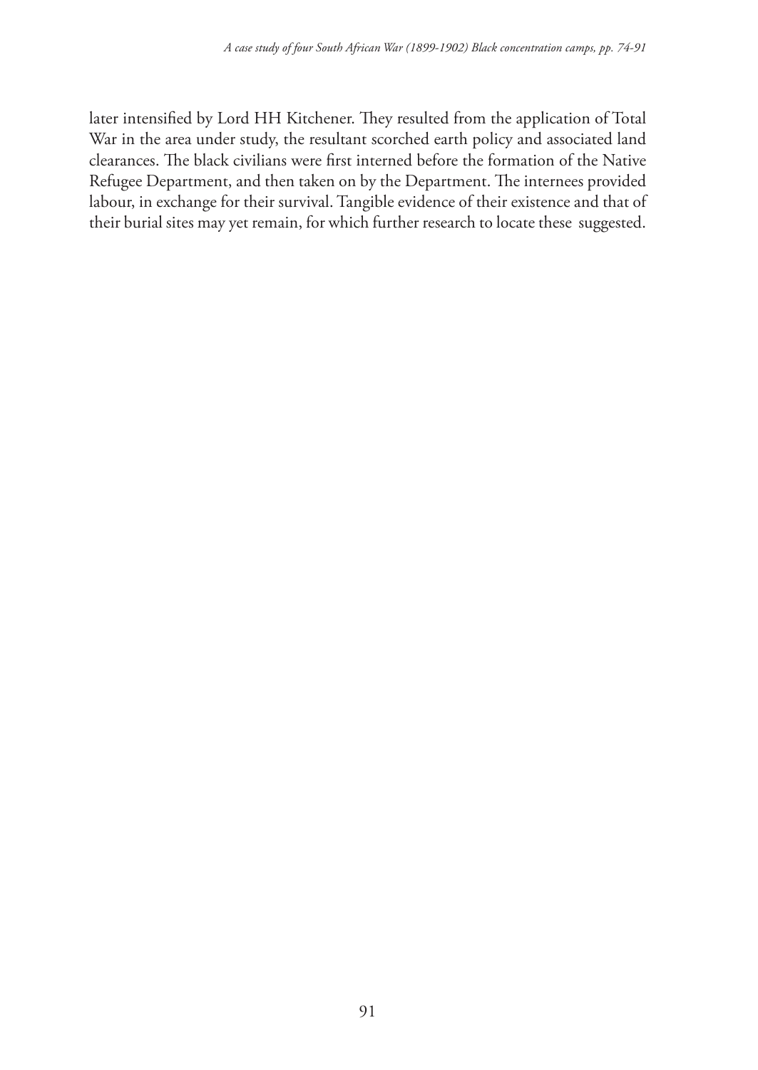later intensified by Lord HH Kitchener. They resulted from the application of Total War in the area under study, the resultant scorched earth policy and associated land clearances. The black civilians were first interned before the formation of the Native Refugee Department, and then taken on by the Department. The internees provided labour, in exchange for their survival. Tangible evidence of their existence and that of their burial sites may yet remain, for which further research to locate these suggested.